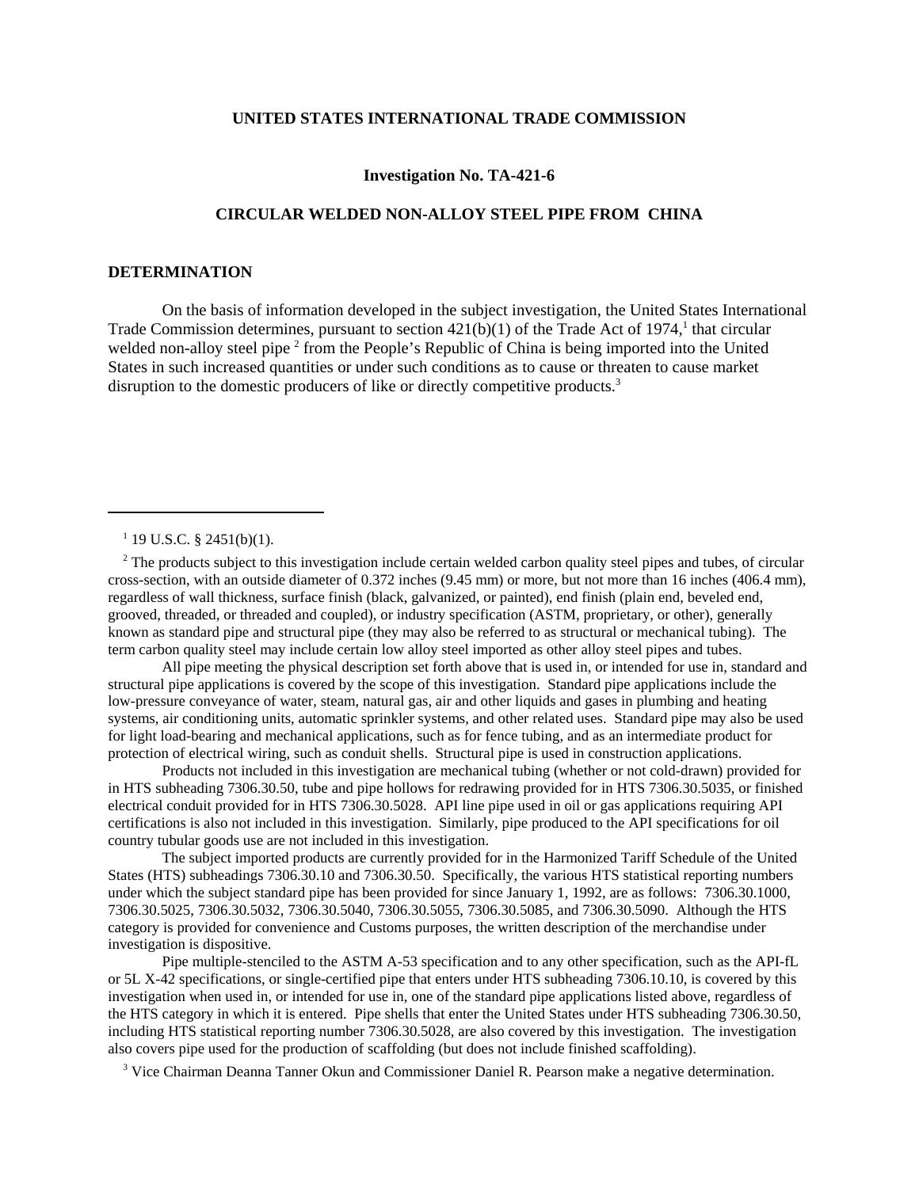**UNITED STATES INTERNATIONAL TRADE COMMISSION**

**Investigation No. TA-421-6**

**CIRCULAR WELDED NON-ALLOY STEEL PIPE FROM CHINA**

## DETERMINATION

On the basis of information developed in the subject investigation, the United States International Trade Commission determines, pursuant to section 421(b)(1) of the Trade Act of 1974,[1] that circular welded non-alloy steel pipe [2] from the People's Republic of China is being imported into the United States in such increased quantities or under such conditions as to cause or threaten to cause market disruption to the domestic producers of like or directly competitive products.[3]

---

[1] 19 U.S.C. § 2451(b)(1).

[2] The products subject to this investigation include certain welded carbon quality steel pipes and tubes, of circular cross-section, with an outside diameter of 0.372 inches (9.45 mm) or more, but not more than 16 inches (406.4 mm), regardless of wall thickness, surface finish (black, galvanized, or painted), end finish (plain end, beveled end, grooved, threaded, or threaded and coupled), or industry specification (ASTM, proprietary, or other), generally known as standard pipe and structural pipe (they may also be referred to as structural or mechanical tubing). The term carbon quality steel may include certain low alloy steel imported as other alloy steel pipes and tubes.

All pipe meeting the physical description set forth above that is used in, or intended for use in, standard and structural pipe applications is covered by the scope of this investigation. Standard pipe applications include the low-pressure conveyance of water, steam, natural gas, air and other liquids and gases in plumbing and heating systems, air conditioning units, automatic sprinkler systems, and other related uses. Standard pipe may also be used for light load-bearing and mechanical applications, such as for fence tubing, and as an intermediate product for protection of electrical wiring, such as conduit shells. Structural pipe is used in construction applications.

Products not included in this investigation are mechanical tubing (whether or not cold-drawn) provided for in HTS subheading 7306.30.50, tube and pipe hollows for redrawing provided for in HTS 7306.30.5035, or finished electrical conduit provided for in HTS 7306.30.5028. API line pipe used in oil or gas applications requiring API certifications is also not included in this investigation. Similarly, pipe produced to the API specifications for oil country tubular goods use are not included in this investigation.

The subject imported products are currently provided for in the Harmonized Tariff Schedule of the United States (HTS) subheadings 7306.30.10 and 7306.30.50. Specifically, the various HTS statistical reporting numbers under which the subject standard pipe has been provided for since January 1, 1992, are as follows: 7306.30.1000, 7306.30.5025, 7306.30.5032, 7306.30.5040, 7306.30.5055, 7306.30.5085, and 7306.30.5090. Although the HTS category is provided for convenience and Customs purposes, the written description of the merchandise under investigation is dispositive.

Pipe multiple-stenciled to the ASTM A-53 specification and to any other specification, such as the API-fL or 5L X-42 specifications, or single-certified pipe that enters under HTS subheading 7306.10.10, is covered by this investigation when used in, or intended for use in, one of the standard pipe applications listed above, regardless of the HTS category in which it is entered. Pipe shells that enter the United States under HTS subheading 7306.30.50, including HTS statistical reporting number 7306.30.5028, are also covered by this investigation. The investigation also covers pipe used for the production of scaffolding (but does not include finished scaffolding).

[3] Vice Chairman Deanna Tanner Okun and Commissioner Daniel R. Pearson make a negative determination.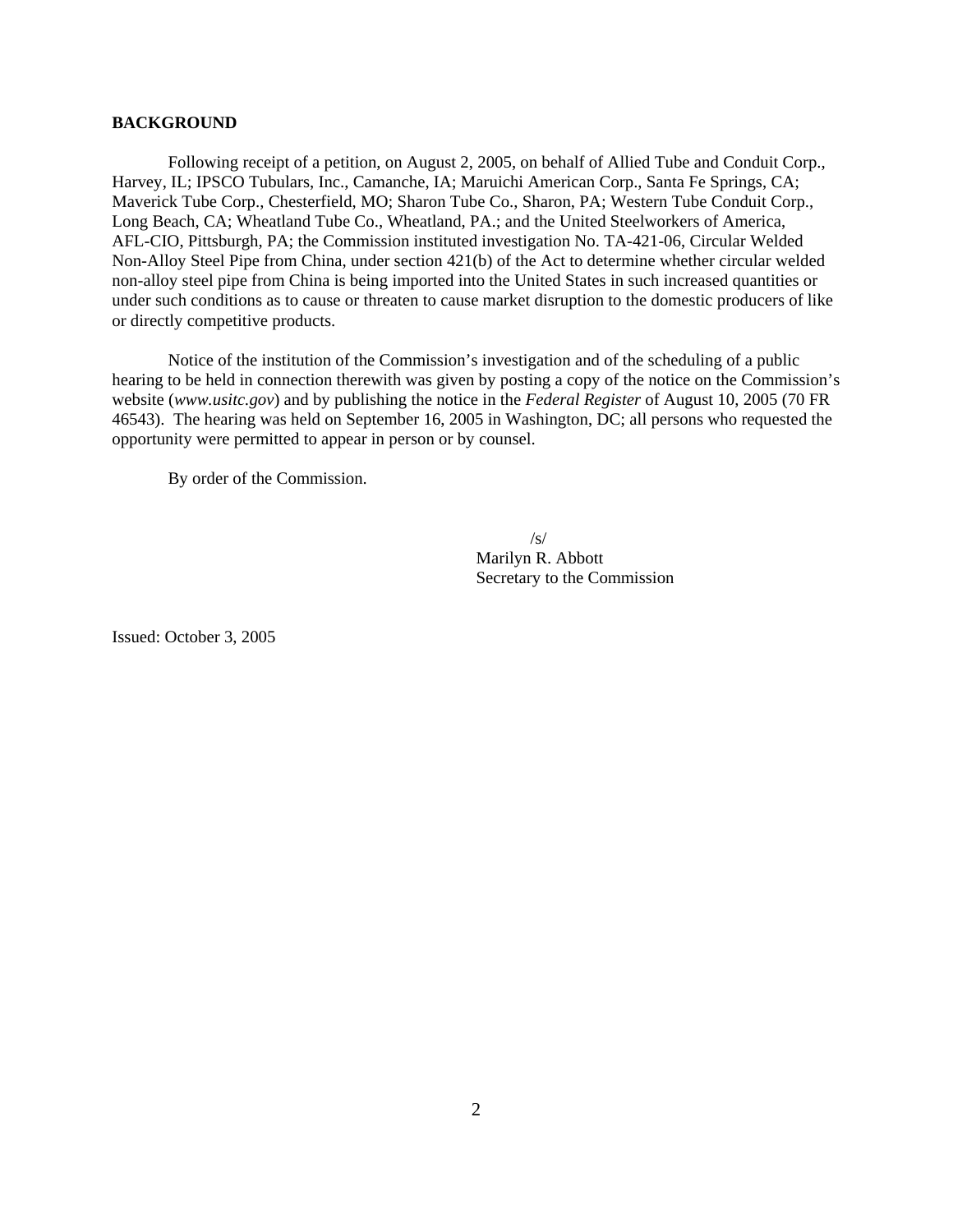**BACKGROUND**

Following receipt of a petition, on August 2, 2005, on behalf of Allied Tube and Conduit Corp., Harvey, IL; IPSCO Tubulars, Inc., Camanche, IA; Maruichi American Corp., Santa Fe Springs, CA; Maverick Tube Corp., Chesterfield, MO; Sharon Tube Co., Sharon, PA; Western Tube Conduit Corp., Long Beach, CA; Wheatland Tube Co., Wheatland, PA.; and the United Steelworkers of America, AFL-CIO, Pittsburgh, PA; the Commission instituted investigation No. TA-421-06, Circular Welded Non-Alloy Steel Pipe from China, under section 421(b) of the Act to determine whether circular welded non-alloy steel pipe from China is being imported into the United States in such increased quantities or under such conditions as to cause or threaten to cause market disruption to the domestic producers of like or directly competitive products.

Notice of the institution of the Commission's investigation and of the scheduling of a public hearing to be held in connection therewith was given by posting a copy of the notice on the Commission's website (*www.usitc.gov*) and by publishing the notice in the *Federal Register* of August 10, 2005 (70 FR 46543). The hearing was held on September 16, 2005 in Washington, DC; all persons who requested the opportunity were permitted to appear in person or by counsel.

By order of the Commission.

/s/
Marilyn R. Abbott
Secretary to the Commission

Issued: October 3, 2005